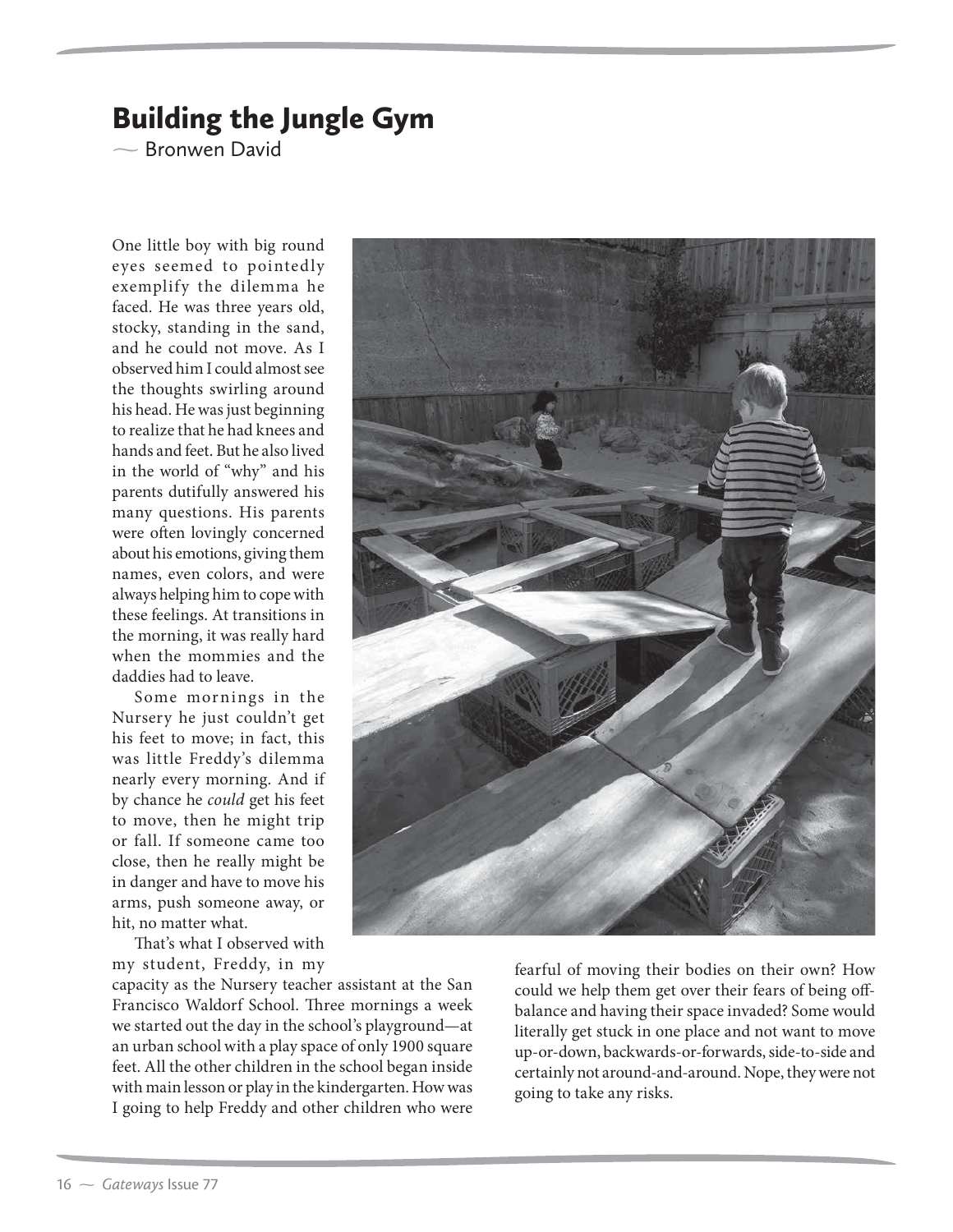# Building the Jungle Gym

— Bronwen David

One little boy with big round eyes seemed to pointedly exemplify the dilemma he faced. He was three years old, stocky, standing in the sand, and he could not move. As I observed him I could almost see the thoughts swirling around his head. He was just beginning to realize that he had knees and hands and feet. But he also lived in the world of "why" and his parents dutifully answered his many questions. His parents were often lovingly concerned about his emotions, giving them names, even colors, and were always helping him to cope with these feelings. At transitions in the morning, it was really hard when the mommies and the daddies had to leave.

Some mornings in the Nursery he just couldn't get his feet to move; in fact, this was little Freddy's dilemma nearly every morning. And if by chance he *could* get his feet to move, then he might trip or fall. If someone came too close, then he really might be in danger and have to move his arms, push someone away, or hit, no matter what.

That's what I observed with my student, Freddy, in my capacity as the Nursery teacher assistant at the San Francisco Waldorf School. Three mornings a week we started out the day in the school's playground—at an urban school with a play space of only 1900 square feet. All the other children in the school began inside with main lesson or play in the kindergarten. How was I going to help Freddy and other children who were fearful of moving their bodies on their own? How could we help them get over their fears of being off-balance and having their space invaded? Some would literally get stuck in one place and not want to move up-or-down, backwards-or-forwards, side-to-side and certainly not around-and-around. Nope, they were not going to take any risks.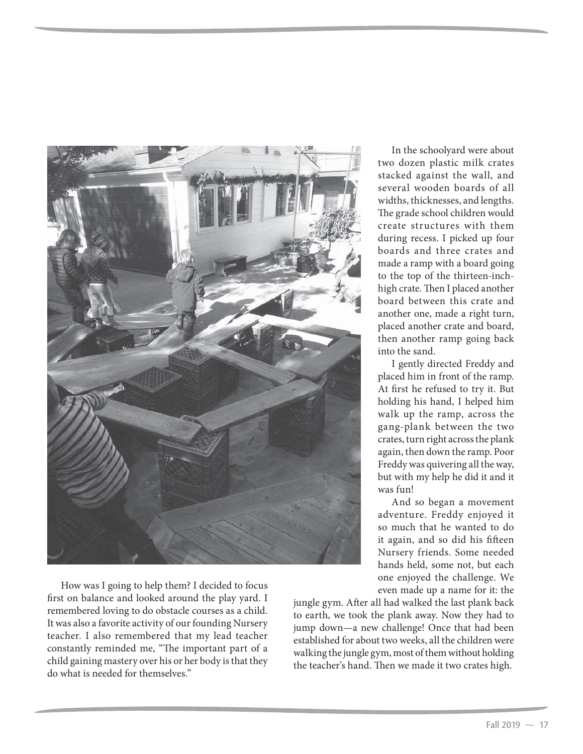How was I going to help them? I decided to focus first on balance and looked around the play yard. I remembered loving to do obstacle courses as a child. It was also a favorite activity of our founding Nursery teacher. I also remembered that my lead teacher constantly reminded me, "The important part of a child gaining mastery over his or her body is that they do what is needed for themselves."

In the schoolyard were about two dozen plastic milk crates stacked against the wall, and several wooden boards of all widths, thicknesses, and lengths. The grade school children would create structures with them during recess. I picked up four boards and three crates and made a ramp with a board going to the top of the thirteen-inch-high crate. Then I placed another board between this crate and another one, made a right turn, placed another crate and board, then another ramp going back into the sand.

I gently directed Freddy and placed him in front of the ramp. At first he refused to try it. But holding his hand, I helped him walk up the ramp, across the gang-plank between the two crates, turn right across the plank again, then down the ramp. Poor Freddy was quivering all the way, but with my help he did it and it was fun!

And so began a movement adventure. Freddy enjoyed it so much that he wanted to do it again, and so did his fifteen Nursery friends. Some needed hands held, some not, but each one enjoyed the challenge. We even made up a name for it: the jungle gym. After all had walked the last plank back to earth, we took the plank away. Now they had to jump down—a new challenge! Once that had been established for about two weeks, all the children were walking the jungle gym, most of them without holding the teacher's hand. Then we made it two crates high.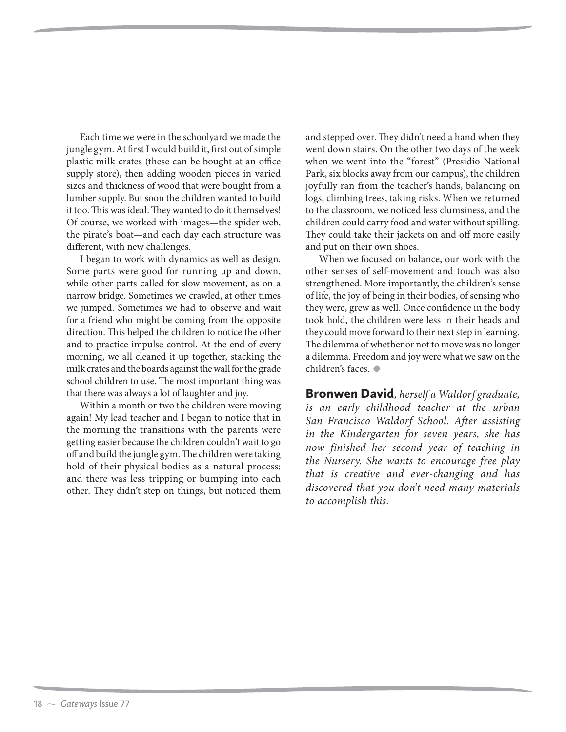Each time we were in the schoolyard we made the jungle gym. At first I would build it, first out of simple plastic milk crates (these can be bought at an office supply store), then adding wooden pieces in varied sizes and thickness of wood that were bought from a lumber supply. But soon the children wanted to build it too. This was ideal. They wanted to do it themselves! Of course, we worked with images—the spider web, the pirate's boat—and each day each structure was different, with new challenges.

I began to work with dynamics as well as design. Some parts were good for running up and down, while other parts called for slow movement, as on a narrow bridge. Sometimes we crawled, at other times we jumped. Sometimes we had to observe and wait for a friend who might be coming from the opposite direction. This helped the children to notice the other and to practice impulse control. At the end of every morning, we all cleaned it up together, stacking the milk crates and the boards against the wall for the grade school children to use. The most important thing was that there was always a lot of laughter and joy.

Within a month or two the children were moving again! My lead teacher and I began to notice that in the morning the transitions with the parents were getting easier because the children couldn't wait to go off and build the jungle gym. The children were taking hold of their physical bodies as a natural process; and there was less tripping or bumping into each other. They didn't step on things, but noticed them and stepped over. They didn't need a hand when they went down stairs. On the other two days of the week when we went into the "forest" (Presidio National Park, six blocks away from our campus), the children joyfully ran from the teacher's hands, balancing on logs, climbing trees, taking risks. When we returned to the classroom, we noticed less clumsiness, and the children could carry food and water without spilling. They could take their jackets on and off more easily and put on their own shoes.

When we focused on balance, our work with the other senses of self-movement and touch was also strengthened. More importantly, the children's sense of life, the joy of being in their bodies, of sensing who they were, grew as well. Once confidence in the body took hold, the children were less in their heads and they could move forward to their next step in learning. The dilemma of whether or not to move was no longer a dilemma. Freedom and joy were what we saw on the children's faces. ◆

**Bronwen David**, *herself a Waldorf graduate, is an early childhood teacher at the urban San Francisco Waldorf School. After assisting in the Kindergarten for seven years, she has now finished her second year of teaching in the Nursery. She wants to encourage free play that is creative and ever-changing and has discovered that you don't need many materials to accomplish this.*